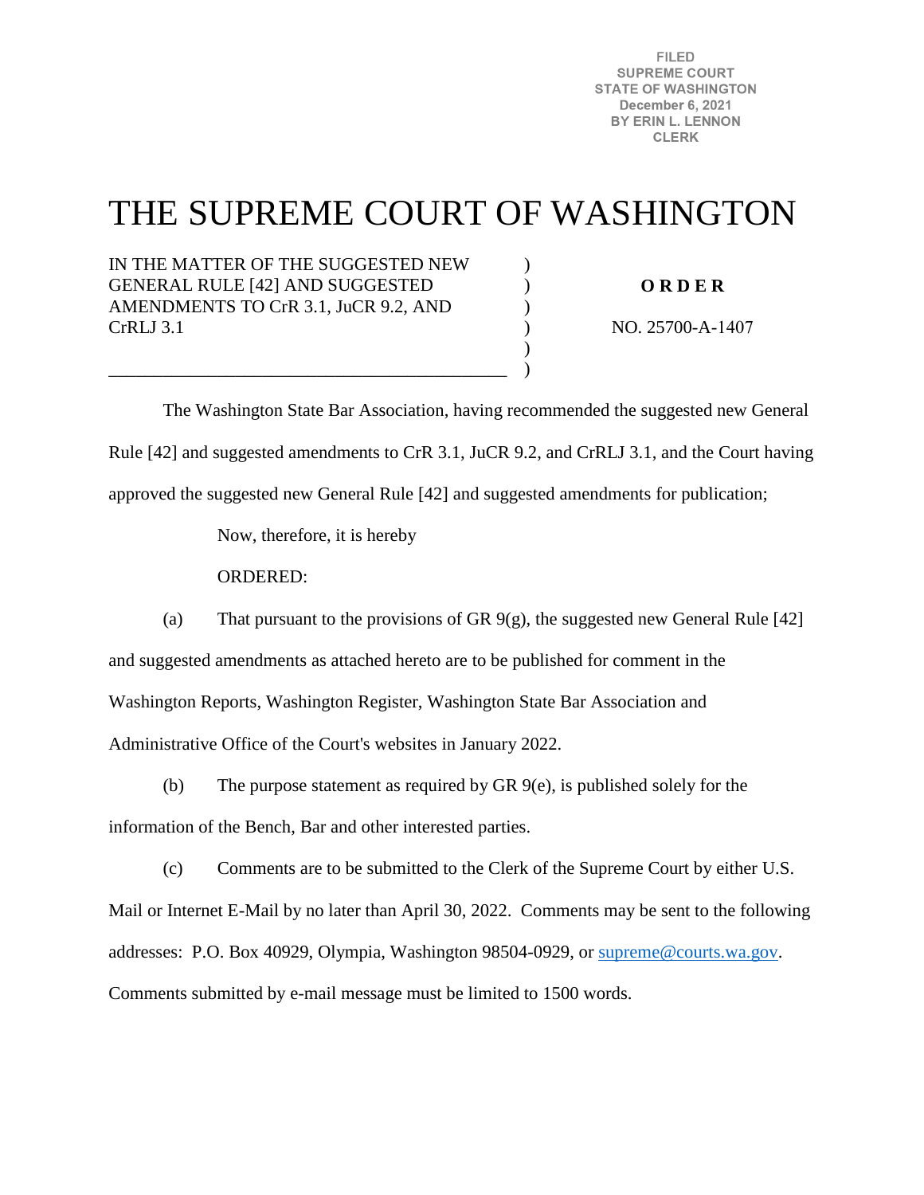FILED
SUPREME COURT
STATE OF WASHINGTON
December 6, 2021
BY ERIN L. LENNON
CLERK

# THE SUPREME COURT OF WASHINGTON

IN THE MATTER OF THE SUGGESTED NEW GENERAL RULE [42] AND SUGGESTED AMENDMENTS TO CrR 3.1, JuCR 9.2, AND CrRLJ 3.1

**O R D E R**

NO. 25700-A-1407

The Washington State Bar Association, having recommended the suggested new General Rule [42] and suggested amendments to CrR 3.1, JuCR 9.2, and CrRLJ 3.1, and the Court having approved the suggested new General Rule [42] and suggested amendments for publication;

Now, therefore, it is hereby

ORDERED:

(a) That pursuant to the provisions of GR 9(g), the suggested new General Rule [42] and suggested amendments as attached hereto are to be published for comment in the Washington Reports, Washington Register, Washington State Bar Association and Administrative Office of the Court's websites in January 2022.

(b) The purpose statement as required by GR 9(e), is published solely for the information of the Bench, Bar and other interested parties.

(c) Comments are to be submitted to the Clerk of the Supreme Court by either U.S. Mail or Internet E-Mail by no later than April 30, 2022. Comments may be sent to the following addresses: P.O. Box 40929, Olympia, Washington 98504-0929, or supreme@courts.wa.gov. Comments submitted by e-mail message must be limited to 1500 words.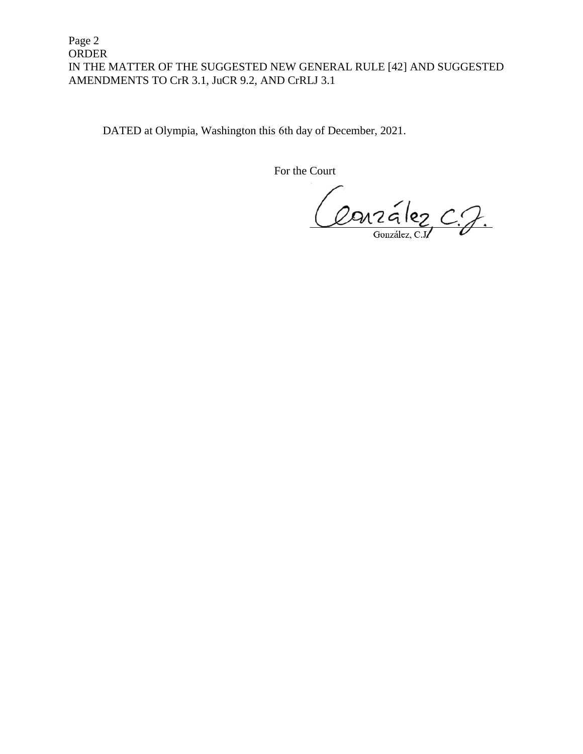DATED at Olympia, Washington this 6th day of December, 2021.

For the Court

González, C.J.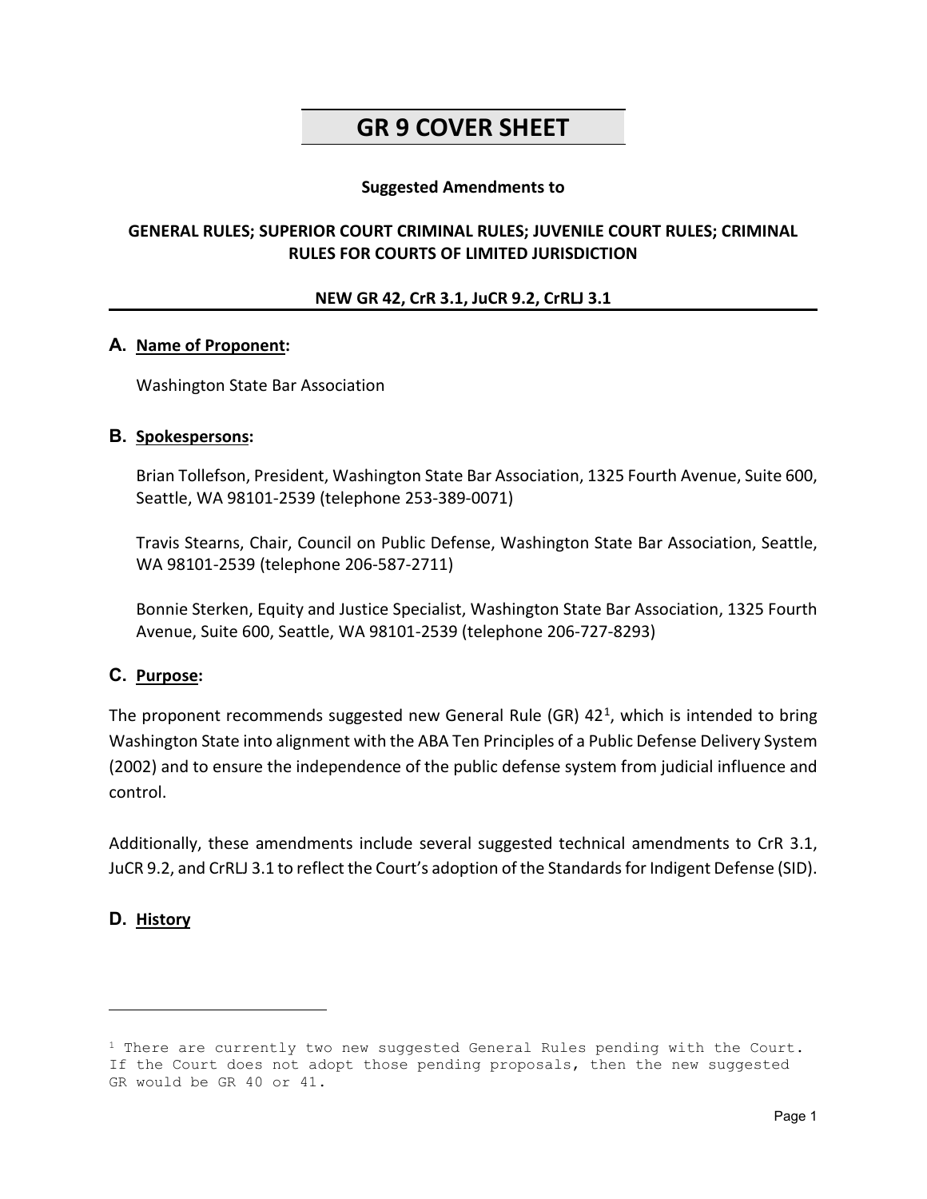# GR 9 COVER SHEET

**Suggested Amendments to**

**GENERAL RULES; SUPERIOR COURT CRIMINAL RULES; JUVENILE COURT RULES; CRIMINAL RULES FOR COURTS OF LIMITED JURISDICTION**

**NEW GR 42, CrR 3.1, JuCR 9.2, CrRLJ 3.1**

---

### A. Name of Proponent:

Washington State Bar Association

### B. Spokespersons:

Brian Tollefson, President, Washington State Bar Association, 1325 Fourth Avenue, Suite 600, Seattle, WA 98101-2539 (telephone 253-389-0071)

Travis Stearns, Chair, Council on Public Defense, Washington State Bar Association, Seattle, WA 98101-2539 (telephone 206-587-2711)

Bonnie Sterken, Equity and Justice Specialist, Washington State Bar Association, 1325 Fourth Avenue, Suite 600, Seattle, WA 98101-2539 (telephone 206-727-8293)

### C. Purpose:

The proponent recommends suggested new General Rule (GR) 42[1], which is intended to bring Washington State into alignment with the ABA Ten Principles of a Public Defense Delivery System (2002) and to ensure the independence of the public defense system from judicial influence and control.

Additionally, these amendments include several suggested technical amendments to CrR 3.1, JuCR 9.2, and CrRLJ 3.1 to reflect the Court's adoption of the Standards for Indigent Defense (SID).

### D. History

---

[1] There are currently two new suggested General Rules pending with the Court. If the Court does not adopt those pending proposals, then the new suggested GR would be GR 40 or 41.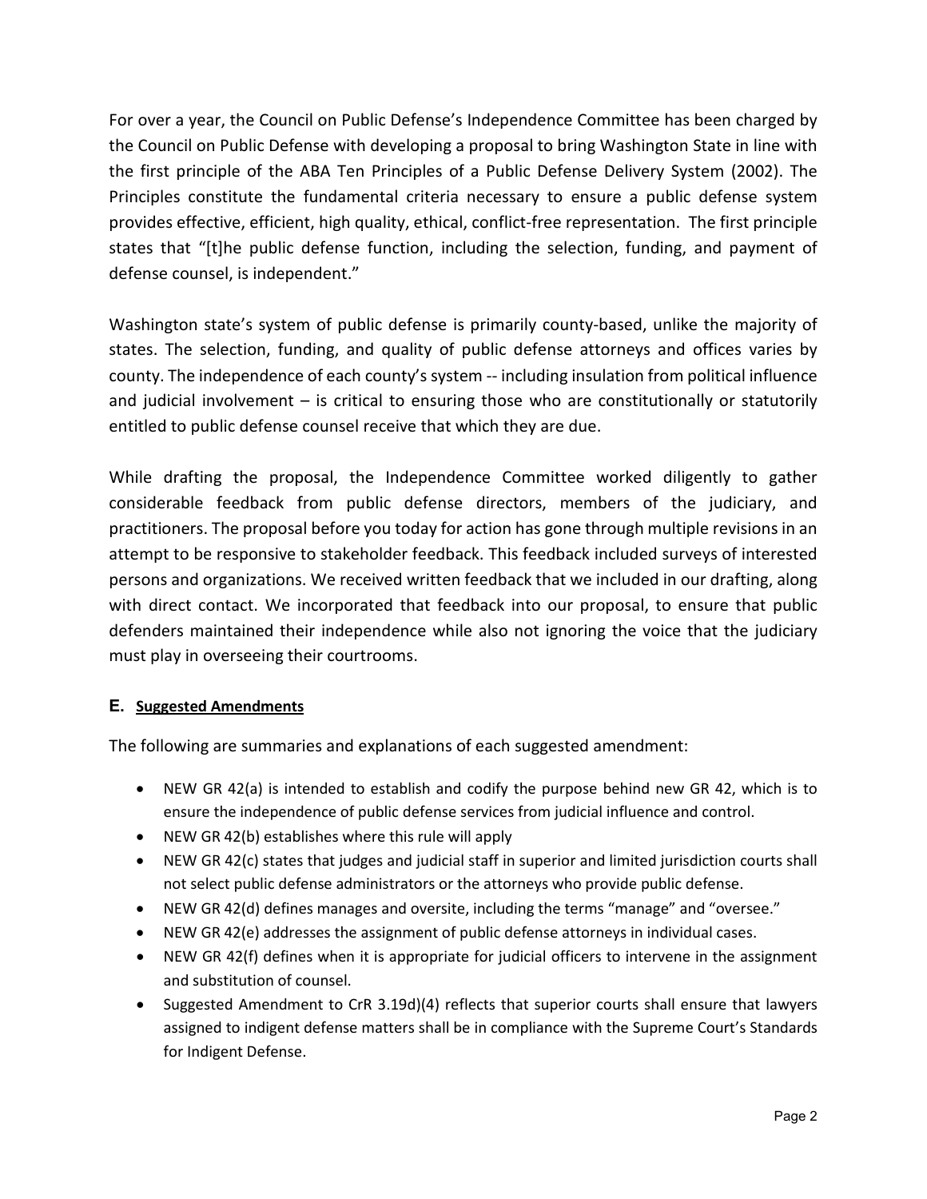For over a year, the Council on Public Defense's Independence Committee has been charged by the Council on Public Defense with developing a proposal to bring Washington State in line with the first principle of the ABA Ten Principles of a Public Defense Delivery System (2002). The Principles constitute the fundamental criteria necessary to ensure a public defense system provides effective, efficient, high quality, ethical, conflict-free representation. The first principle states that "[t]he public defense function, including the selection, funding, and payment of defense counsel, is independent."

Washington state's system of public defense is primarily county-based, unlike the majority of states. The selection, funding, and quality of public defense attorneys and offices varies by county. The independence of each county's system -- including insulation from political influence and judicial involvement – is critical to ensuring those who are constitutionally or statutorily entitled to public defense counsel receive that which they are due.

While drafting the proposal, the Independence Committee worked diligently to gather considerable feedback from public defense directors, members of the judiciary, and practitioners. The proposal before you today for action has gone through multiple revisions in an attempt to be responsive to stakeholder feedback. This feedback included surveys of interested persons and organizations. We received written feedback that we included in our drafting, along with direct contact. We incorporated that feedback into our proposal, to ensure that public defenders maintained their independence while also not ignoring the voice that the judiciary must play in overseeing their courtrooms.

## E. Suggested Amendments

The following are summaries and explanations of each suggested amendment:

- NEW GR 42(a) is intended to establish and codify the purpose behind new GR 42, which is to ensure the independence of public defense services from judicial influence and control.
- NEW GR 42(b) establishes where this rule will apply
- NEW GR 42(c) states that judges and judicial staff in superior and limited jurisdiction courts shall not select public defense administrators or the attorneys who provide public defense.
- NEW GR 42(d) defines manages and oversite, including the terms "manage" and "oversee."
- NEW GR 42(e) addresses the assignment of public defense attorneys in individual cases.
- NEW GR 42(f) defines when it is appropriate for judicial officers to intervene in the assignment and substitution of counsel.
- Suggested Amendment to CrR 3.19d)(4) reflects that superior courts shall ensure that lawyers assigned to indigent defense matters shall be in compliance with the Supreme Court's Standards for Indigent Defense.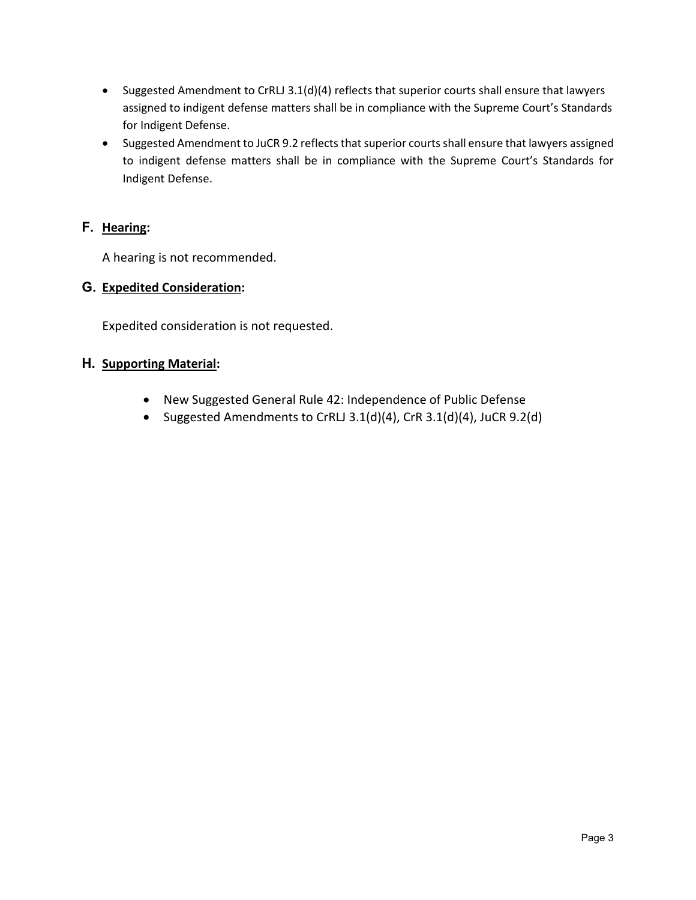- Suggested Amendment to CrRLJ 3.1(d)(4) reflects that superior courts shall ensure that lawyers assigned to indigent defense matters shall be in compliance with the Supreme Court's Standards for Indigent Defense.
- Suggested Amendment to JuCR 9.2 reflects that superior courts shall ensure that lawyers assigned to indigent defense matters shall be in compliance with the Supreme Court's Standards for Indigent Defense.

## F. **Hearing:**

A hearing is not recommended.

## G. **Expedited Consideration:**

Expedited consideration is not requested.

## H. **Supporting Material:**

- New Suggested General Rule 42: Independence of Public Defense
- Suggested Amendments to CrRLJ 3.1(d)(4), CrR 3.1(d)(4), JuCR 9.2(d)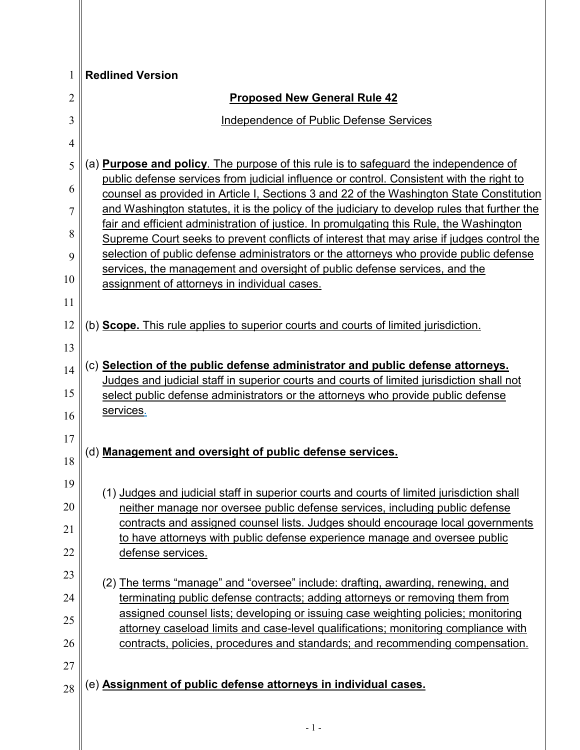**Redlined Version**

## Proposed New General Rule 42

Independence of Public Defense Services

(a) **Purpose and policy**. The purpose of this rule is to safeguard the independence of public defense services from judicial influence or control. Consistent with the right to counsel as provided in Article I, Sections 3 and 22 of the Washington State Constitution and Washington statutes, it is the policy of the judiciary to develop rules that further the fair and efficient administration of justice. In promulgating this Rule, the Washington Supreme Court seeks to prevent conflicts of interest that may arise if judges control the selection of public defense administrators or the attorneys who provide public defense services, the management and oversight of public defense services, and the assignment of attorneys in individual cases.

(b) **Scope.** This rule applies to superior courts and courts of limited jurisdiction.

(c) **Selection of the public defense administrator and public defense attorneys.** Judges and judicial staff in superior courts and courts of limited jurisdiction shall not select public defense administrators or the attorneys who provide public defense services.

(d) **Management and oversight of public defense services.**

(1) Judges and judicial staff in superior courts and courts of limited jurisdiction shall neither manage nor oversee public defense services, including public defense contracts and assigned counsel lists. Judges should encourage local governments to have attorneys with public defense experience manage and oversee public defense services.

(2) The terms "manage" and "oversee" include: drafting, awarding, renewing, and terminating public defense contracts; adding attorneys or removing them from assigned counsel lists; developing or issuing case weighting policies; monitoring attorney caseload limits and case-level qualifications; monitoring compliance with contracts, policies, procedures and standards; and recommending compensation.

(e) **Assignment of public defense attorneys in individual cases.**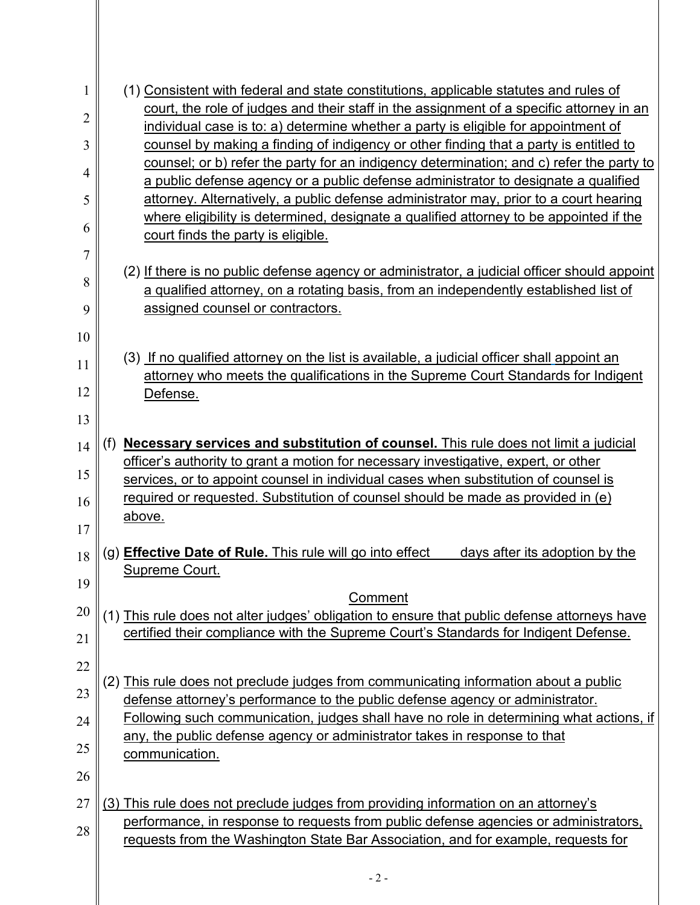(1) Consistent with federal and state constitutions, applicable statutes and rules of court, the role of judges and their staff in the assignment of a specific attorney in an individual case is to: a) determine whether a party is eligible for appointment of counsel by making a finding of indigency or other finding that a party is entitled to counsel; or b) refer the party for an indigency determination; and c) refer the party to a public defense agency or a public defense administrator to designate a qualified attorney. Alternatively, a public defense administrator may, prior to a court hearing where eligibility is determined, designate a qualified attorney to be appointed if the court finds the party is eligible.

(2) If there is no public defense agency or administrator, a judicial officer should appoint a qualified attorney, on a rotating basis, from an independently established list of assigned counsel or contractors.

(3) If no qualified attorney on the list is available, a judicial officer shall appoint an attorney who meets the qualifications in the Supreme Court Standards for Indigent Defense.

(f) **Necessary services and substitution of counsel.** This rule does not limit a judicial officer's authority to grant a motion for necessary investigative, expert, or other services, or to appoint counsel in individual cases when substitution of counsel is required or requested. Substitution of counsel should be made as provided in (e) above.

(g) **Effective Date of Rule.** This rule will go into effect ____ days after its adoption by the Supreme Court.

Comment

(1) This rule does not alter judges' obligation to ensure that public defense attorneys have certified their compliance with the Supreme Court's Standards for Indigent Defense.

(2) This rule does not preclude judges from communicating information about a public defense attorney's performance to the public defense agency or administrator. Following such communication, judges shall have no role in determining what actions, if any, the public defense agency or administrator takes in response to that communication.

(3) This rule does not preclude judges from providing information on an attorney's performance, in response to requests from public defense agencies or administrators, requests from the Washington State Bar Association, and for example, requests for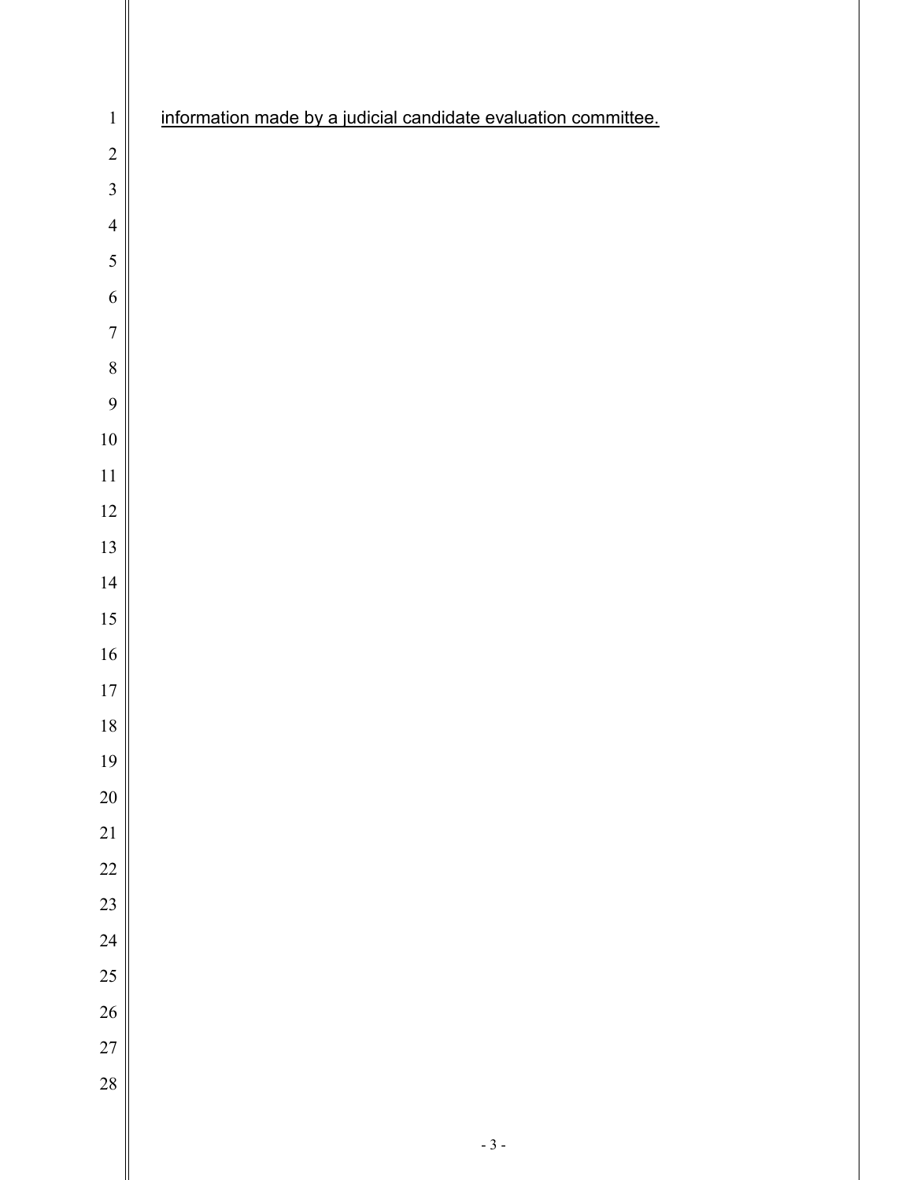<u>information made by a judicial candidate evaluation committee.</u>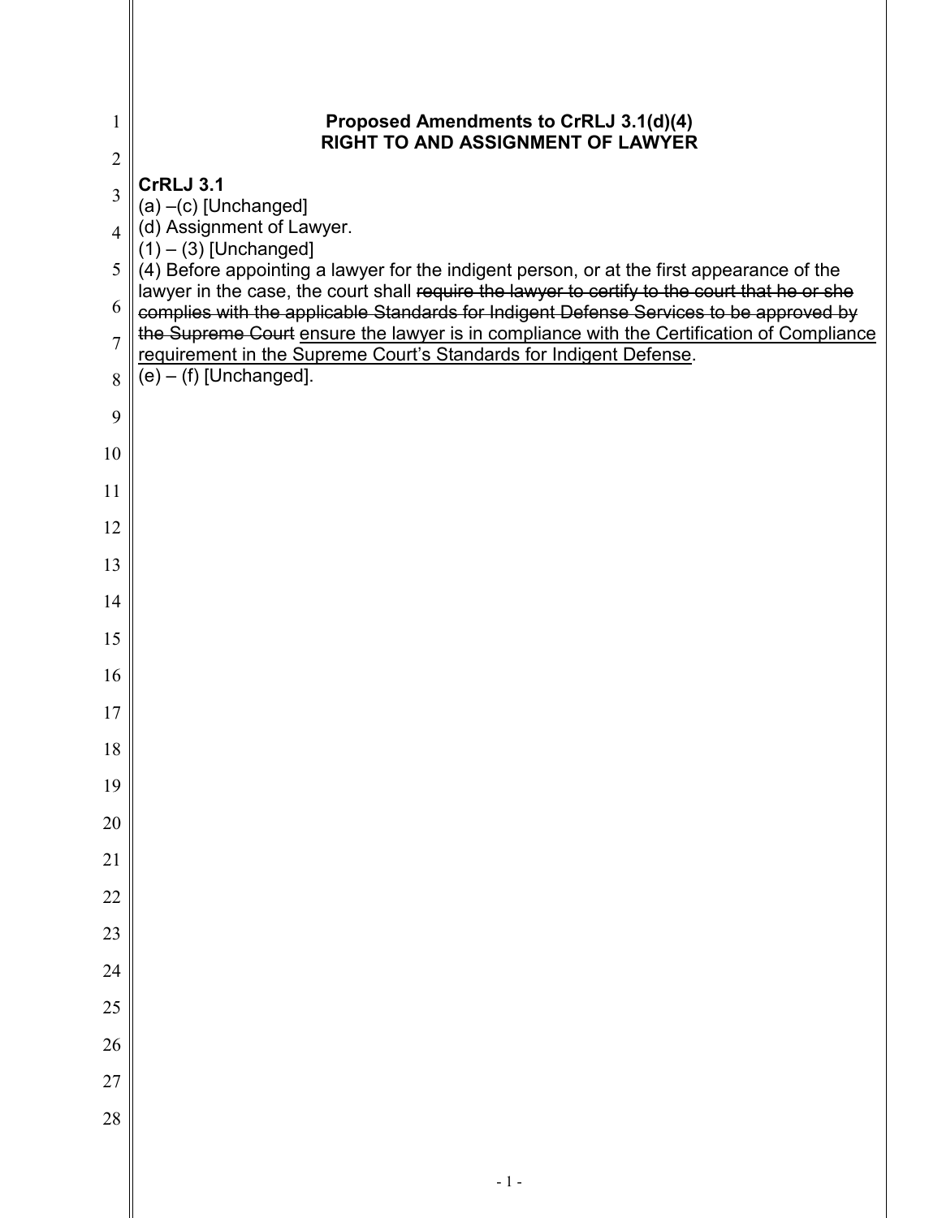**Proposed Amendments to CrRLJ 3.1(d)(4)**
**RIGHT TO AND ASSIGNMENT OF LAWYER**

**CrRLJ 3.1**

(a) –(c) [Unchanged]

(d) Assignment of Lawyer.

(1) – (3) [Unchanged]

(4) Before appointing a lawyer for the indigent person, or at the first appearance of the lawyer in the case, the court shall ~~require the lawyer to certify to the court that he or she complies with the applicable Standards for Indigent Defense Services to be approved by the Supreme Court~~ <u>ensure the lawyer is in compliance with the Certification of Compliance requirement in the Supreme Court's Standards for Indigent Defense</u>.

(e) – (f) [Unchanged].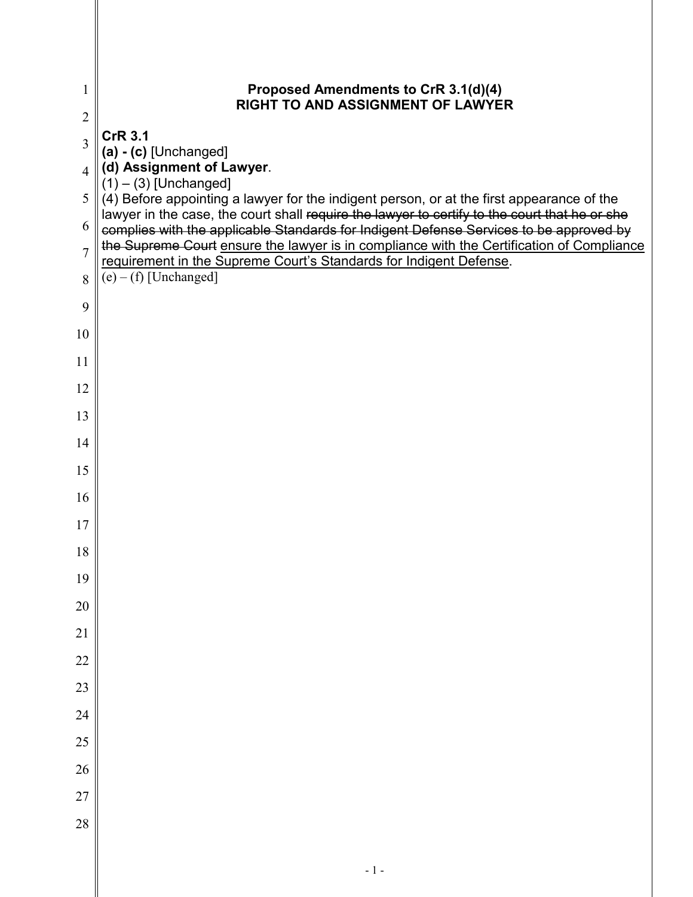**Proposed Amendments to CrR 3.1(d)(4)**
**RIGHT TO AND ASSIGNMENT OF LAWYER**

**CrR 3.1**
**(a) - (c)** [Unchanged]
**(d) Assignment of Lawyer**.
(1) – (3) [Unchanged]
(4) Before appointing a lawyer for the indigent person, or at the first appearance of the lawyer in the case, the court shall ~~require the lawyer to certify to the court that he or she complies with the applicable Standards for Indigent Defense Services to be approved by the Supreme Court~~ <u>ensure the lawyer is in compliance with the Certification of Compliance requirement in the Supreme Court's Standards for Indigent Defense</u>.
(e) – (f) [Unchanged]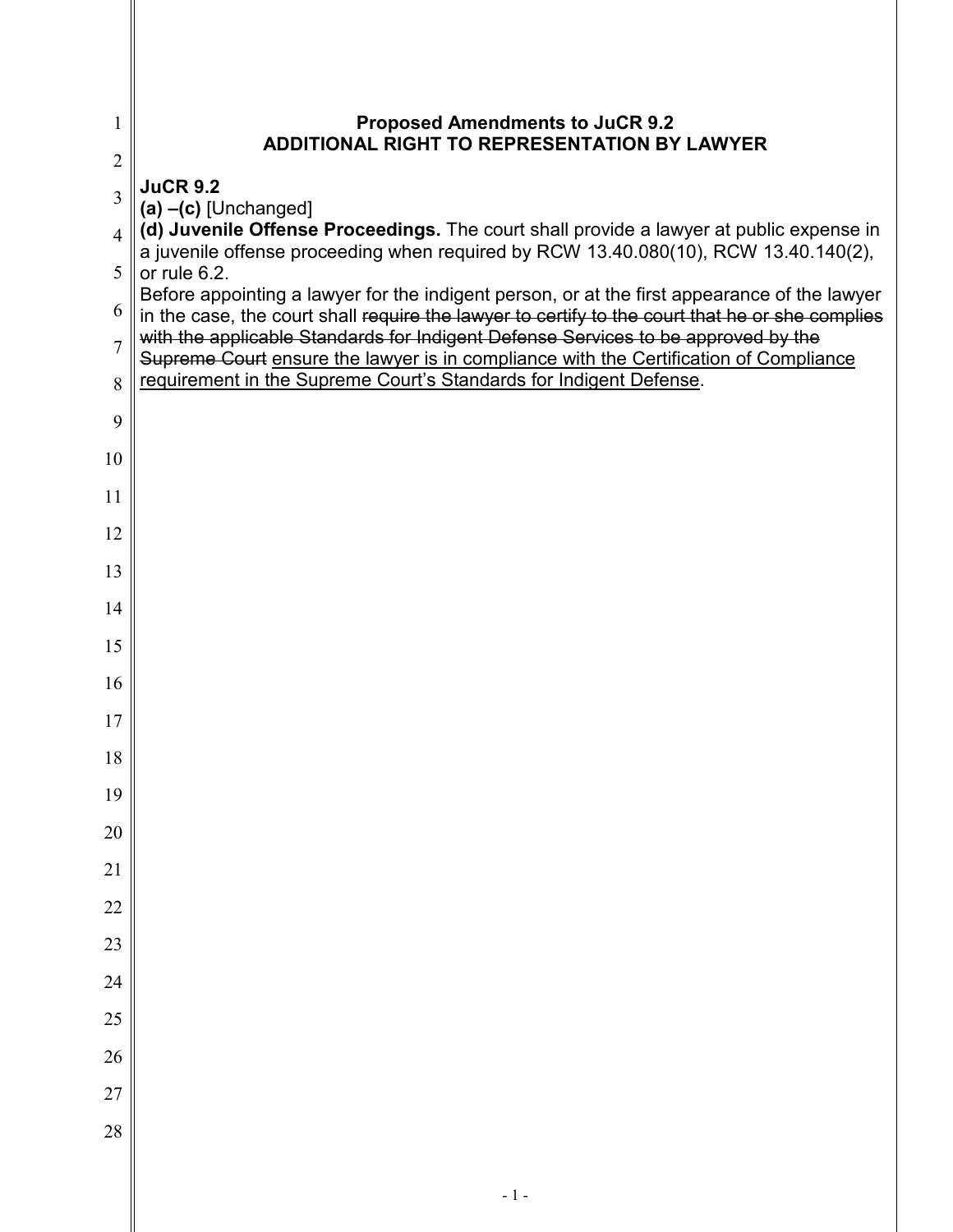**Proposed Amendments to JuCR 9.2**
**ADDITIONAL RIGHT TO REPRESENTATION BY LAWYER**

**JuCR 9.2**

**(a) –(c)** [Unchanged]

**(d) Juvenile Offense Proceedings.** The court shall provide a lawyer at public expense in a juvenile offense proceeding when required by RCW 13.40.080(10), RCW 13.40.140(2), or rule 6.2.

Before appointing a lawyer for the indigent person, or at the first appearance of the lawyer in the case, the court shall ~~require the lawyer to certify to the court that he or she complies with the applicable Standards for Indigent Defense Services to be approved by the Supreme Court~~ <u>ensure the lawyer is in compliance with the Certification of Compliance requirement in the Supreme Court's Standards for Indigent Defense</u>.